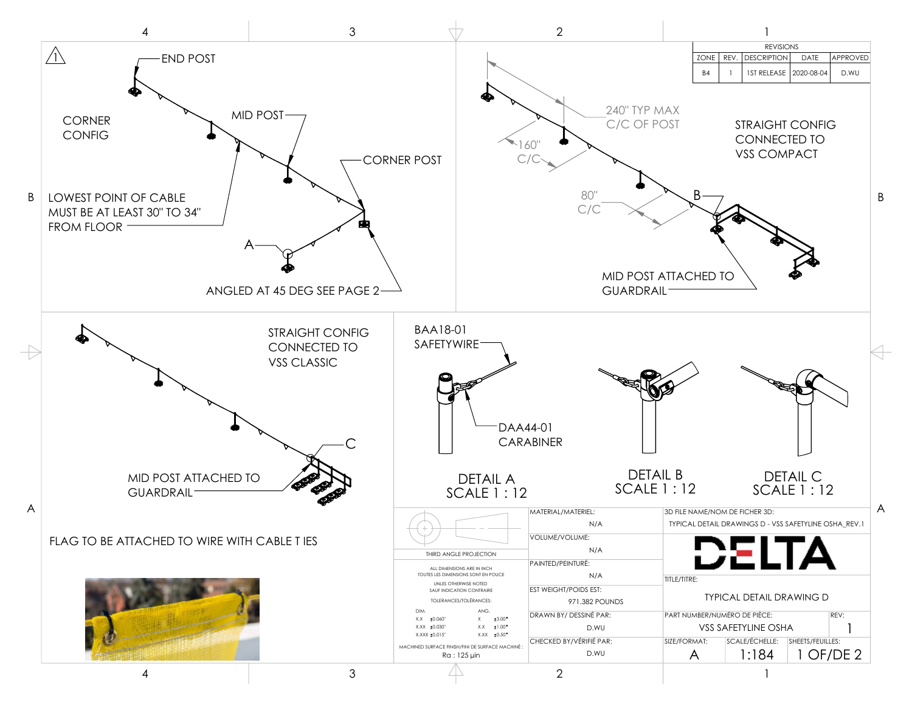## REVISIONS

| ZONE | REV. | DESCRIPTION | DATE | APPROVED |
|---|---|---|---|---|
| B4 | 1 | 1ST RELEASE | 2020-08-04 | D.WU |

### CORNER CONFIG

- END POST
- MID POST
- CORNER POST
- LOWEST POINT OF CABLE MUST BE AT LEAST 30" TO 34" FROM FLOOR
- A
- ANGLED AT 45 DEG SEE PAGE 2

### STRAIGHT CONFIG CONNECTED TO VSS COMPACT

- 240" TYP MAX C/C OF POST
- 160" C/C
- 80" C/C
- B
- MID POST ATTACHED TO GUARDRAIL

### STRAIGHT CONFIG CONNECTED TO VSS CLASSIC

- C
- MID POST ATTACHED TO GUARDRAIL

FLAG TO BE ATTACHED TO WIRE WITH CABLE T IES

- BAA18-01 SAFETYWIRE
- DAA44-01 CARABINER

DETAIL A
SCALE 1 : 12

DETAIL B
SCALE 1 : 12

DETAIL C
SCALE 1 : 12

THIRD ANGLE PROJECTION

ALL DIMENSIONS ARE IN INCH
TOUTES LES DIMENSIONS SONT EN POUCE
UNLES OTHERWISE NOTED
SAUF INDICATION CONTRAIRE
TOLERANCES/TOLÉRANCES:

| DIM. | | ANG. | |
|---|---|---|---|
| X.X | ±0.060" | X | ±3.00° |
| X.XX | ±0.030" | X.X | ±1.00° |
| X.XXX | ±0.015" | X.XX | ±0.50° |

MACHINED SURFACE FINISH/FINI DE SURFACE MACHINÉ : Ra : 125 µin

| | |
|---|---|
| MATERIAL/MATERIEL: | N/A |
| VOLUME/VOLUME: | N/A |
| PAINTED/PEINTURÉ: | N/A |
| EST WEIGHT/POIDS EST: | 971.382 POUNDS |
| DRAWN BY/ DESSINÉ PAR: | D.WU |
| CHECKED BY/VÉRIFIÉ PAR: | D.WU |

3D FILE NAME/NOM DE FICHER 3D: TYPICAL DETAIL DRAWINGS D - VSS SAFETYLINE OSHA_REV.1

DELTA

TITLE/TITRE: TYPICAL DETAIL DRAWING D

PART NUMBER/NUMÉRO DE PIÈCE: VSS SAFETYLINE OSHA — REV: 1

| SIZE/FORMAT: | SCALE/ÉCHELLE: | SHEETS/FEUILLES: |
|---|---|---|
| A | 1:184 | 1 OF/DE 2 |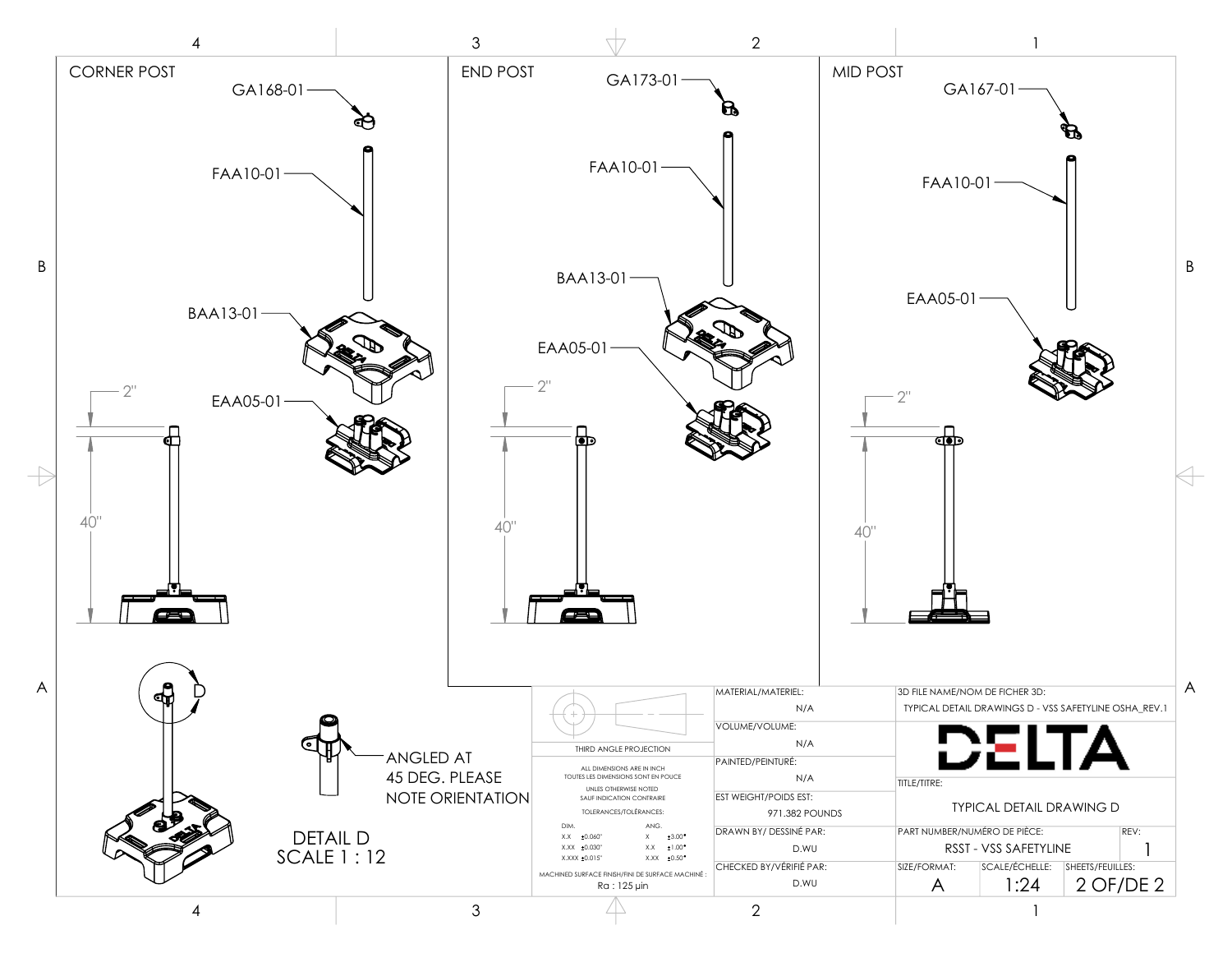## CORNER POST

GA168-01

FAA10-01

BAA13-01

EAA05-01

2"

40"

## END POST

GA173-01

FAA10-01

BAA13-01

EAA05-01

2"

40"

## MID POST

GA167-01

FAA10-01

EAA05-01

2"

40"

ANGLED AT 45 DEG. PLEASE NOTE ORIENTATION

DETAIL D
SCALE 1 : 12

THIRD ANGLE PROJECTION

ALL DIMENSIONS ARE IN INCH
TOUTES LES DIMENSIONS SONT EN POUCE

UNLES OTHERWISE NOTED
SAUF INDICATION CONTRAIRE

TOLERANCES/TOLÉRANCES:

| DIM. | | ANG. | |
|---|---|---|---|
| X.X | ±0.060" | X | ±3.00° |
| X.XX | ±0.030" | X.X | ±1.00° |
| X.XXX | ±0.015" | X.XX | ±0.50° |

MACHINED SURFACE FINISH/FINI DE SURFACE MACHINÉ :
Ra : 125 µin

| | |
|---|---|
| MATERIAL/MATERIEL: | N/A |
| VOLUME/VOLUME: | N/A |
| PAINTED/PEINTURÉ: | N/A |
| EST WEIGHT/POIDS EST: | 971.382 POUNDS |
| DRAWN BY/ DESSINÉ PAR: | D.WU |
| CHECKED BY/VÉRIFIÉ PAR: | D.WU |

3D FILE NAME/NOM DE FICHER 3D:
TYPICAL DETAIL DRAWINGS D - VSS SAFETYLINE OSHA_REV.1

DELTA

TITLE/TITRE:
TYPICAL DETAIL DRAWING D

| PART NUMBER/NUMÉRO DE PIÈCE: | | REV: |
|---|---|---|
| RSST - VSS SAFETYLINE | | 1 |
| SIZE/FORMAT: | SCALE/ÉCHELLE: | SHEETS/FEUILLES: |
| A | 1:24 | 2 OF/DE 2 |